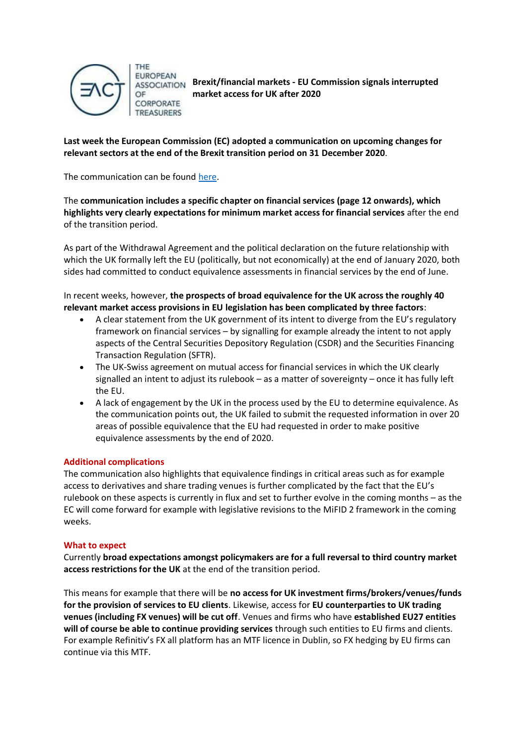THE EUROPEAN ASSOCIATION OF CORPORATE TREASURERS

# Brexit/financial markets - EU Commission signals interrupted market access for UK after 2020

**Last week the European Commission (EC) adopted a communication on upcoming changes for relevant sectors at the end of the Brexit transition period on 31 December 2020.**

The communication can be found here.

The **communication includes a specific chapter on financial services (page 12 onwards), which highlights very clearly expectations for minimum market access for financial services** after the end of the transition period.

As part of the Withdrawal Agreement and the political declaration on the future relationship with which the UK formally left the EU (politically, but not economically) at the end of January 2020, both sides had committed to conduct equivalence assessments in financial services by the end of June.

In recent weeks, however, **the prospects of broad equivalence for the UK across the roughly 40 relevant market access provisions in EU legislation has been complicated by three factors**:

- A clear statement from the UK government of its intent to diverge from the EU's regulatory framework on financial services – by signalling for example already the intent to not apply aspects of the Central Securities Depository Regulation (CSDR) and the Securities Financing Transaction Regulation (SFTR).
- The UK-Swiss agreement on mutual access for financial services in which the UK clearly signalled an intent to adjust its rulebook – as a matter of sovereignty – once it has fully left the EU.
- A lack of engagement by the UK in the process used by the EU to determine equivalence. As the communication points out, the UK failed to submit the requested information in over 20 areas of possible equivalence that the EU had requested in order to make positive equivalence assessments by the end of 2020.

## Additional complications

The communication also highlights that equivalence findings in critical areas such as for example access to derivatives and share trading venues is further complicated by the fact that the EU's rulebook on these aspects is currently in flux and set to further evolve in the coming months – as the EC will come forward for example with legislative revisions to the MiFID 2 framework in the coming weeks.

## What to expect

Currently **broad expectations amongst policymakers are for a full reversal to third country market access restrictions for the UK** at the end of the transition period.

This means for example that there will be **no access for UK investment firms/brokers/venues/funds for the provision of services to EU clients**. Likewise, access for **EU counterparties to UK trading venues (including FX venues) will be cut off**. Venues and firms who have **established EU27 entities will of course be able to continue providing services** through such entities to EU firms and clients. For example Refinitiv's FX all platform has an MTF licence in Dublin, so FX hedging by EU firms can continue via this MTF.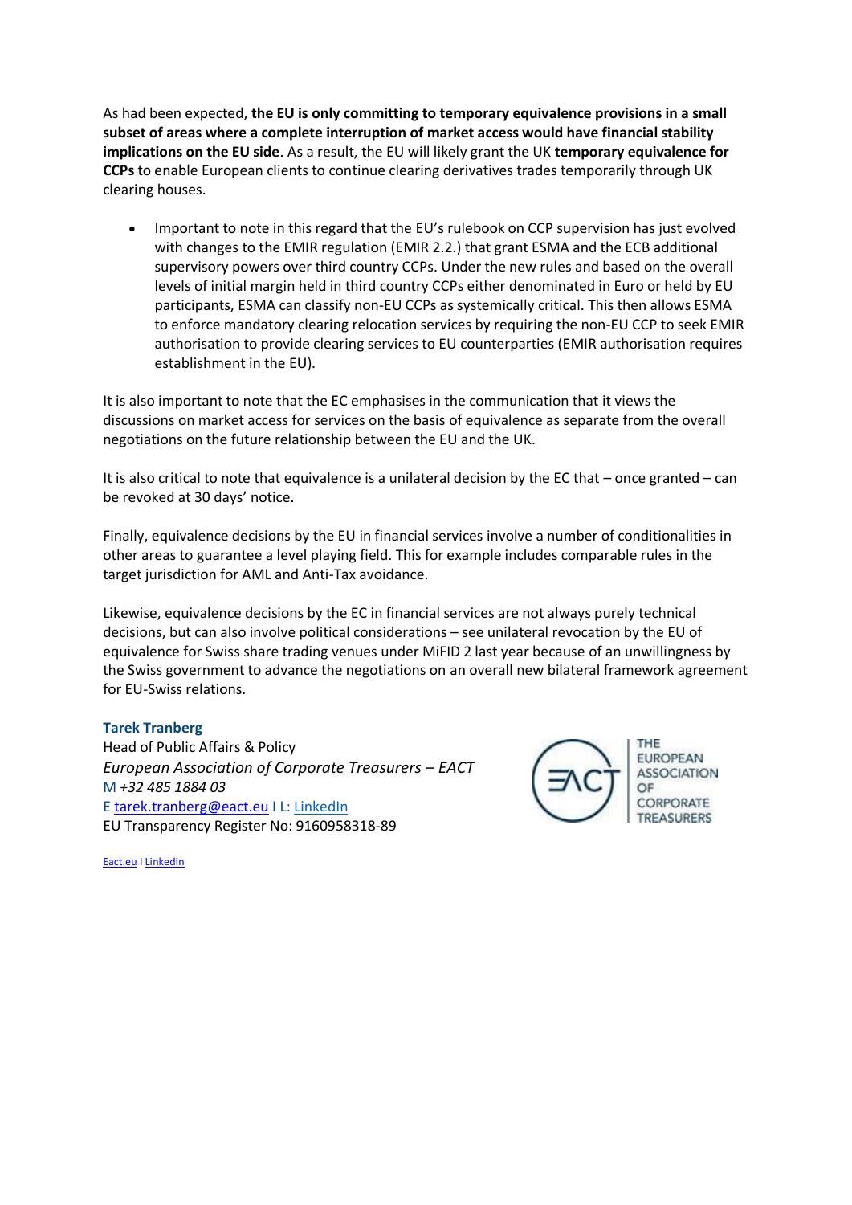As had been expected, **the EU is only committing to temporary equivalence provisions in a small subset of areas where a complete interruption of market access would have financial stability implications on the EU side**. As a result, the EU will likely grant the UK **temporary equivalence for CCPs** to enable European clients to continue clearing derivatives trades temporarily through UK clearing houses.

- Important to note in this regard that the EU's rulebook on CCP supervision has just evolved with changes to the EMIR regulation (EMIR 2.2.) that grant ESMA and the ECB additional supervisory powers over third country CCPs. Under the new rules and based on the overall levels of initial margin held in third country CCPs either denominated in Euro or held by EU participants, ESMA can classify non-EU CCPs as systemically critical. This then allows ESMA to enforce mandatory clearing relocation services by requiring the non-EU CCP to seek EMIR authorisation to provide clearing services to EU counterparties (EMIR authorisation requires establishment in the EU).

It is also important to note that the EC emphasises in the communication that it views the discussions on market access for services on the basis of equivalence as separate from the overall negotiations on the future relationship between the EU and the UK.

It is also critical to note that equivalence is a unilateral decision by the EC that – once granted – can be revoked at 30 days' notice.

Finally, equivalence decisions by the EU in financial services involve a number of conditionalities in other areas to guarantee a level playing field. This for example includes comparable rules in the target jurisdiction for AML and Anti-Tax avoidance.

Likewise, equivalence decisions by the EC in financial services are not always purely technical decisions, but can also involve political considerations – see unilateral revocation by the EU of equivalence for Swiss share trading venues under MiFID 2 last year because of an unwillingness by the Swiss government to advance the negotiations on an overall new bilateral framework agreement for EU-Swiss relations.

**Tarek Tranberg**
Head of Public Affairs & Policy
*European Association of Corporate Treasurers – EACT*
M *+32 485 1884 03*
E tarek.tranberg@eact.eu I L: LinkedIn
EU Transparency Register No: 9160958318-89

EACT THE EUROPEAN ASSOCIATION OF CORPORATE TREASURERS

Eact.eu I LinkedIn